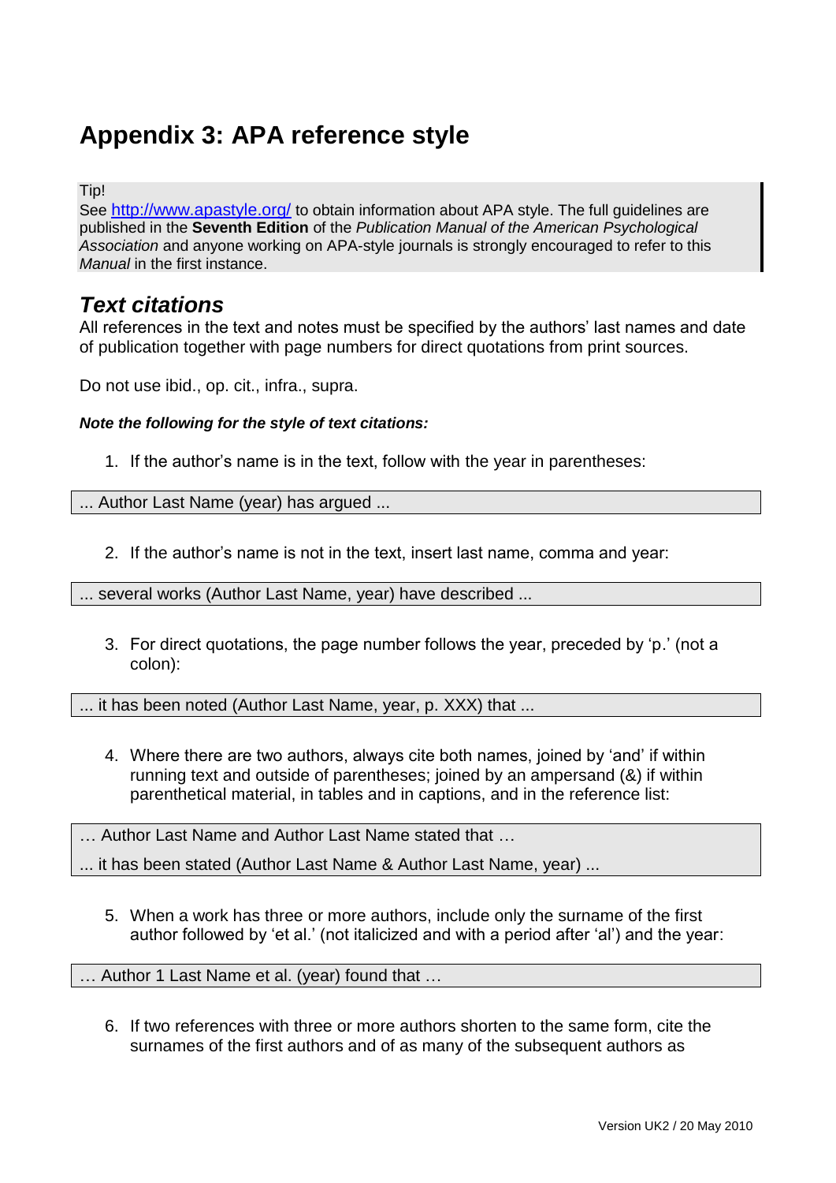# Appendix 3: APA reference style

Tip!
See http://www.apastyle.org/ to obtain information about APA style. The full guidelines are published in the **Seventh Edition** of the *Publication Manual of the American Psychological Association* and anyone working on APA-style journals is strongly encouraged to refer to this *Manual* in the first instance.

## *Text citations*

All references in the text and notes must be specified by the authors' last names and date of publication together with page numbers for direct quotations from print sources.

Do not use ibid., op. cit., infra., supra.

***Note the following for the style of text citations:***

1. If the author's name is in the text, follow with the year in parentheses:

... Author Last Name (year) has argued ...

2. If the author's name is not in the text, insert last name, comma and year:

... several works (Author Last Name, year) have described ...

3. For direct quotations, the page number follows the year, preceded by 'p.' (not a colon):

... it has been noted (Author Last Name, year, p. XXX) that ...

4. Where there are two authors, always cite both names, joined by 'and' if within running text and outside of parentheses; joined by an ampersand (&) if within parenthetical material, in tables and in captions, and in the reference list:

… Author Last Name and Author Last Name stated that …

... it has been stated (Author Last Name & Author Last Name, year) ...

5. When a work has three or more authors, include only the surname of the first author followed by 'et al.' (not italicized and with a period after 'al') and the year:

… Author 1 Last Name et al. (year) found that …

6. If two references with three or more authors shorten to the same form, cite the surnames of the first authors and of as many of the subsequent authors as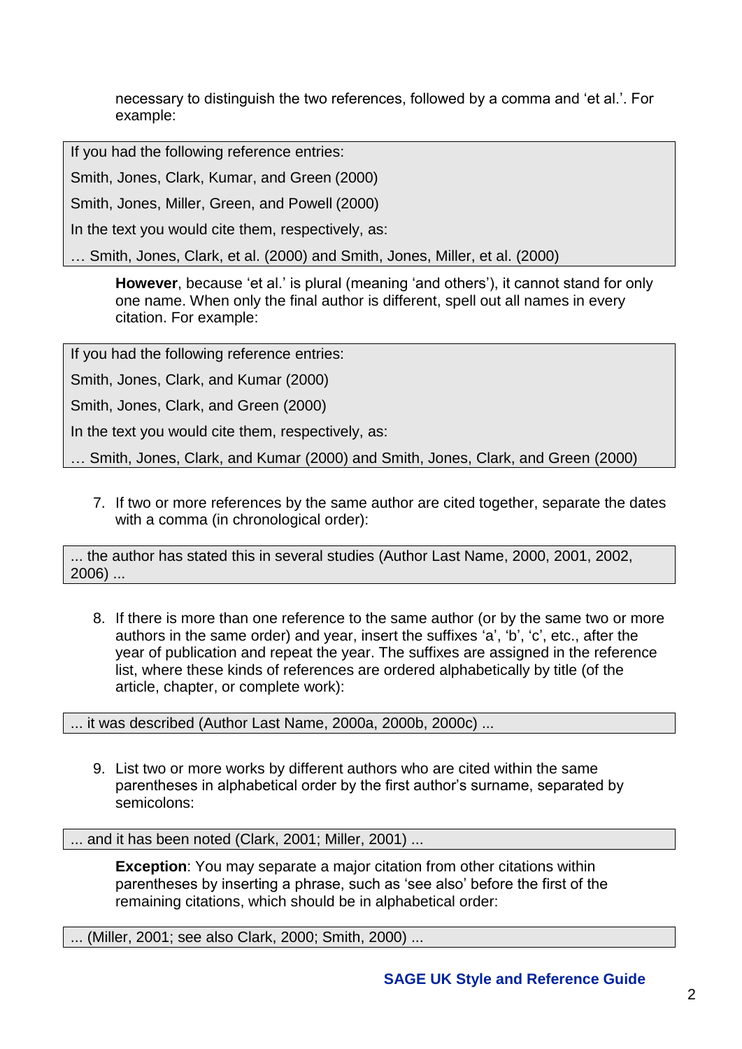necessary to distinguish the two references, followed by a comma and 'et al.'. For example:

> If you had the following reference entries:
>
> Smith, Jones, Clark, Kumar, and Green (2000)
>
> Smith, Jones, Miller, Green, and Powell (2000)
>
> In the text you would cite them, respectively, as:
>
> … Smith, Jones, Clark, et al. (2000) and Smith, Jones, Miller, et al. (2000)

**However**, because 'et al.' is plural (meaning 'and others'), it cannot stand for only one name. When only the final author is different, spell out all names in every citation. For example:

> If you had the following reference entries:
>
> Smith, Jones, Clark, and Kumar (2000)
>
> Smith, Jones, Clark, and Green (2000)
>
> In the text you would cite them, respectively, as:
>
> … Smith, Jones, Clark, and Kumar (2000) and Smith, Jones, Clark, and Green (2000)

7. If two or more references by the same author are cited together, separate the dates with a comma (in chronological order):

> ... the author has stated this in several studies (Author Last Name, 2000, 2001, 2002, 2006) ...

8. If there is more than one reference to the same author (or by the same two or more authors in the same order) and year, insert the suffixes 'a', 'b', 'c', etc., after the year of publication and repeat the year. The suffixes are assigned in the reference list, where these kinds of references are ordered alphabetically by title (of the article, chapter, or complete work):

> ... it was described (Author Last Name, 2000a, 2000b, 2000c) ...

9. List two or more works by different authors who are cited within the same parentheses in alphabetical order by the first author's surname, separated by semicolons:

> ... and it has been noted (Clark, 2001; Miller, 2001) ...

**Exception**: You may separate a major citation from other citations within parentheses by inserting a phrase, such as 'see also' before the first of the remaining citations, which should be in alphabetical order:

> ... (Miller, 2001; see also Clark, 2000; Smith, 2000) ...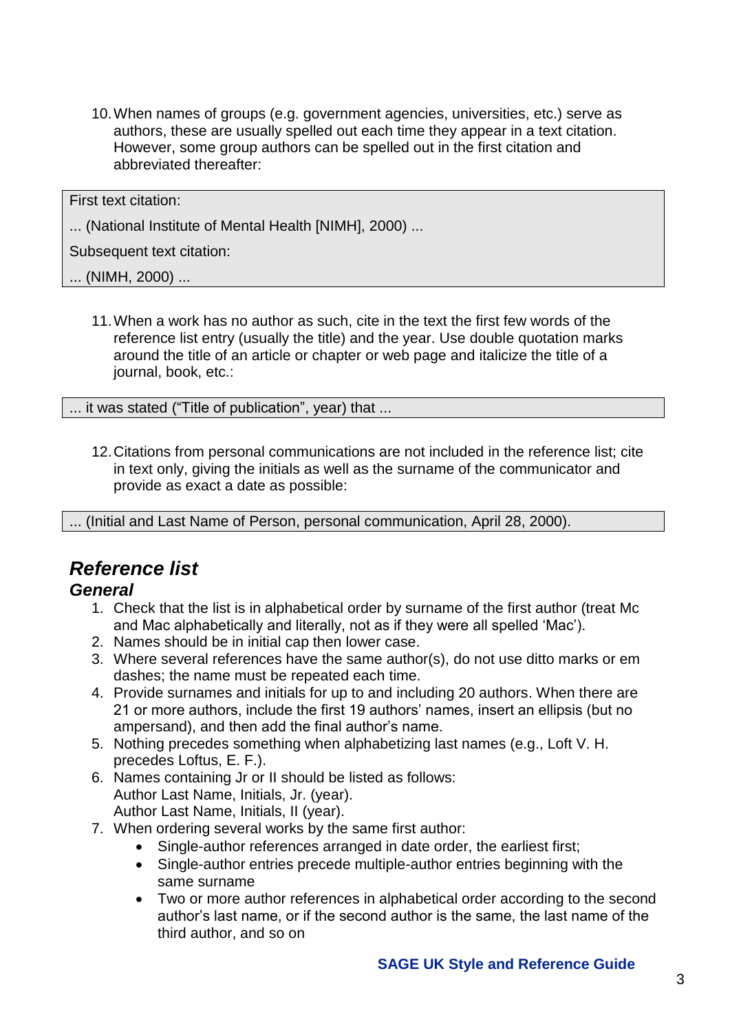10. When names of groups (e.g. government agencies, universities, etc.) serve as authors, these are usually spelled out each time they appear in a text citation. However, some group authors can be spelled out in the first citation and abbreviated thereafter:

> First text citation:
>
> ... (National Institute of Mental Health [NIMH], 2000) ...
>
> Subsequent text citation:
>
> ... (NIMH, 2000) ...

11. When a work has no author as such, cite in the text the first few words of the reference list entry (usually the title) and the year. Use double quotation marks around the title of an article or chapter or web page and italicize the title of a journal, book, etc.:

> ... it was stated ("Title of publication", year) that ...

12. Citations from personal communications are not included in the reference list; cite in text only, giving the initials as well as the surname of the communicator and provide as exact a date as possible:

> ... (Initial and Last Name of Person, personal communication, April 28, 2000).

## *Reference list*

### *General*

1. Check that the list is in alphabetical order by surname of the first author (treat Mc and Mac alphabetically and literally, not as if they were all spelled 'Mac').
2. Names should be in initial cap then lower case.
3. Where several references have the same author(s), do not use ditto marks or em dashes; the name must be repeated each time.
4. Provide surnames and initials for up to and including 20 authors. When there are 21 or more authors, include the first 19 authors' names, insert an ellipsis (but no ampersand), and then add the final author's name.
5. Nothing precedes something when alphabetizing last names (e.g., Loft V. H. precedes Loftus, E. F.).
6. Names containing Jr or II should be listed as follows:
   Author Last Name, Initials, Jr. (year).
   Author Last Name, Initials, II (year).
7. When ordering several works by the same first author:
   - Single-author references arranged in date order, the earliest first;
   - Single-author entries precede multiple-author entries beginning with the same surname
   - Two or more author references in alphabetical order according to the second author's last name, or if the second author is the same, the last name of the third author, and so on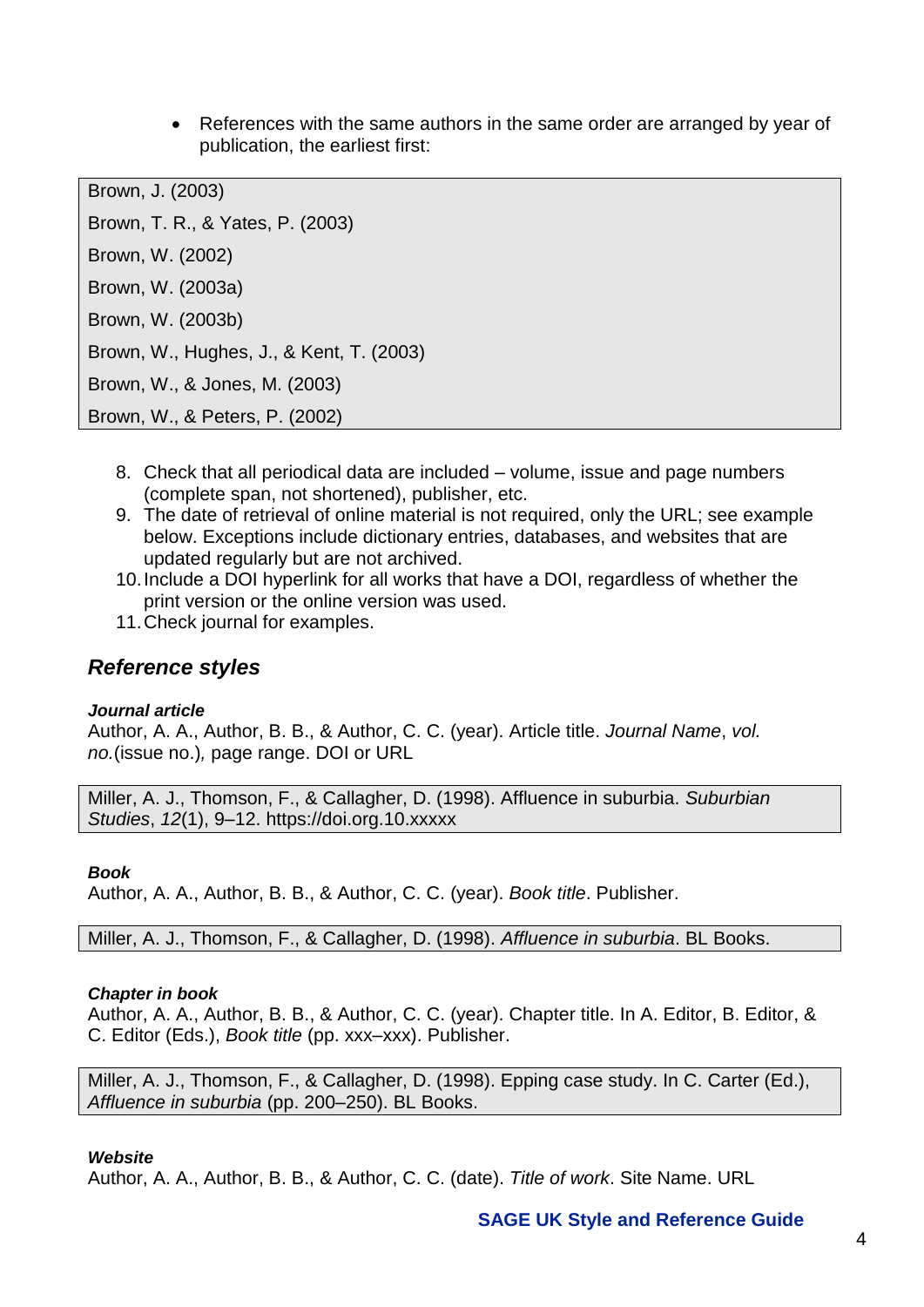- References with the same authors in the same order are arranged by year of publication, the earliest first:

Brown, J. (2003)
Brown, T. R., & Yates, P. (2003)
Brown, W. (2002)
Brown, W. (2003a)
Brown, W. (2003b)
Brown, W., Hughes, J., & Kent, T. (2003)
Brown, W., & Jones, M. (2003)
Brown, W., & Peters, P. (2002)

8. Check that all periodical data are included – volume, issue and page numbers (complete span, not shortened), publisher, etc.
9. The date of retrieval of online material is not required, only the URL; see example below. Exceptions include dictionary entries, databases, and websites that are updated regularly but are not archived.
10. Include a DOI hyperlink for all works that have a DOI, regardless of whether the print version or the online version was used.
11. Check journal for examples.

## *Reference styles*

***Journal article***

Author, A. A., Author, B. B., & Author, C. C. (year). Article title. *Journal Name*, *vol. no.*(issue no.)*,* page range. DOI or URL

Miller, A. J., Thomson, F., & Callagher, D. (1998). Affluence in suburbia. *Suburbian Studies*, *12*(1), 9–12. https://doi.org.10.xxxxx

***Book***

Author, A. A., Author, B. B., & Author, C. C. (year). *Book title*. Publisher.

Miller, A. J., Thomson, F., & Callagher, D. (1998). *Affluence in suburbia*. BL Books.

***Chapter in book***

Author, A. A., Author, B. B., & Author, C. C. (year). Chapter title. In A. Editor, B. Editor, & C. Editor (Eds.), *Book title* (pp. xxx–xxx). Publisher.

Miller, A. J., Thomson, F., & Callagher, D. (1998). Epping case study. In C. Carter (Ed.), *Affluence in suburbia* (pp. 200–250). BL Books.

***Website***

Author, A. A., Author, B. B., & Author, C. C. (date). *Title of work*. Site Name. URL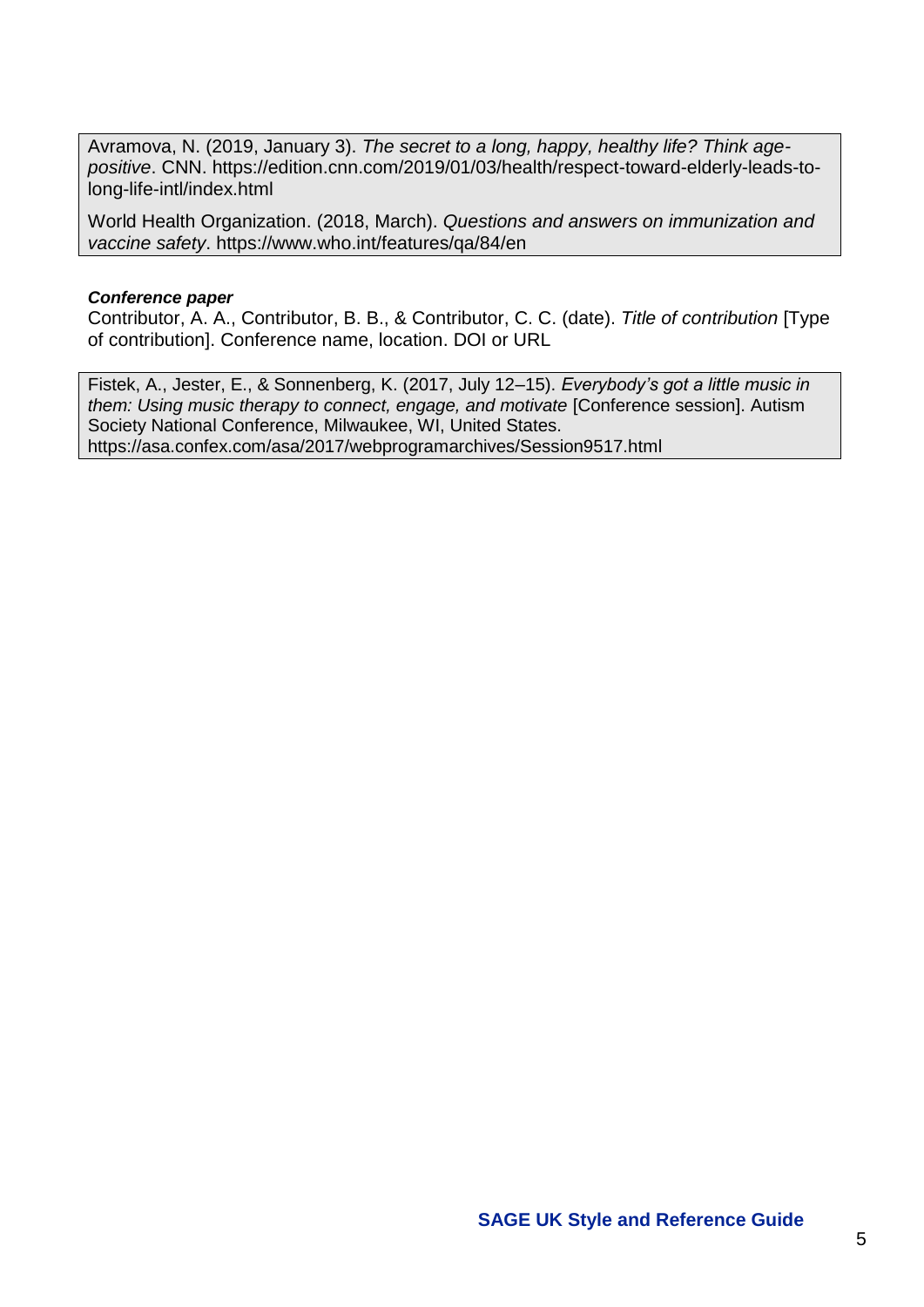Avramova, N. (2019, January 3). *The secret to a long, happy, healthy life? Think age-positive*. CNN. https://edition.cnn.com/2019/01/03/health/respect-toward-elderly-leads-to-long-life-intl/index.html

World Health Organization. (2018, March). *Questions and answers on immunization and vaccine safety*. https://www.who.int/features/qa/84/en

***Conference paper***

Contributor, A. A., Contributor, B. B., & Contributor, C. C. (date). *Title of contribution* [Type of contribution]. Conference name, location. DOI or URL

Fistek, A., Jester, E., & Sonnenberg, K. (2017, July 12–15). *Everybody's got a little music in them: Using music therapy to connect, engage, and motivate* [Conference session]. Autism Society National Conference, Milwaukee, WI, United States. https://asa.confex.com/asa/2017/webprogramarchives/Session9517.html